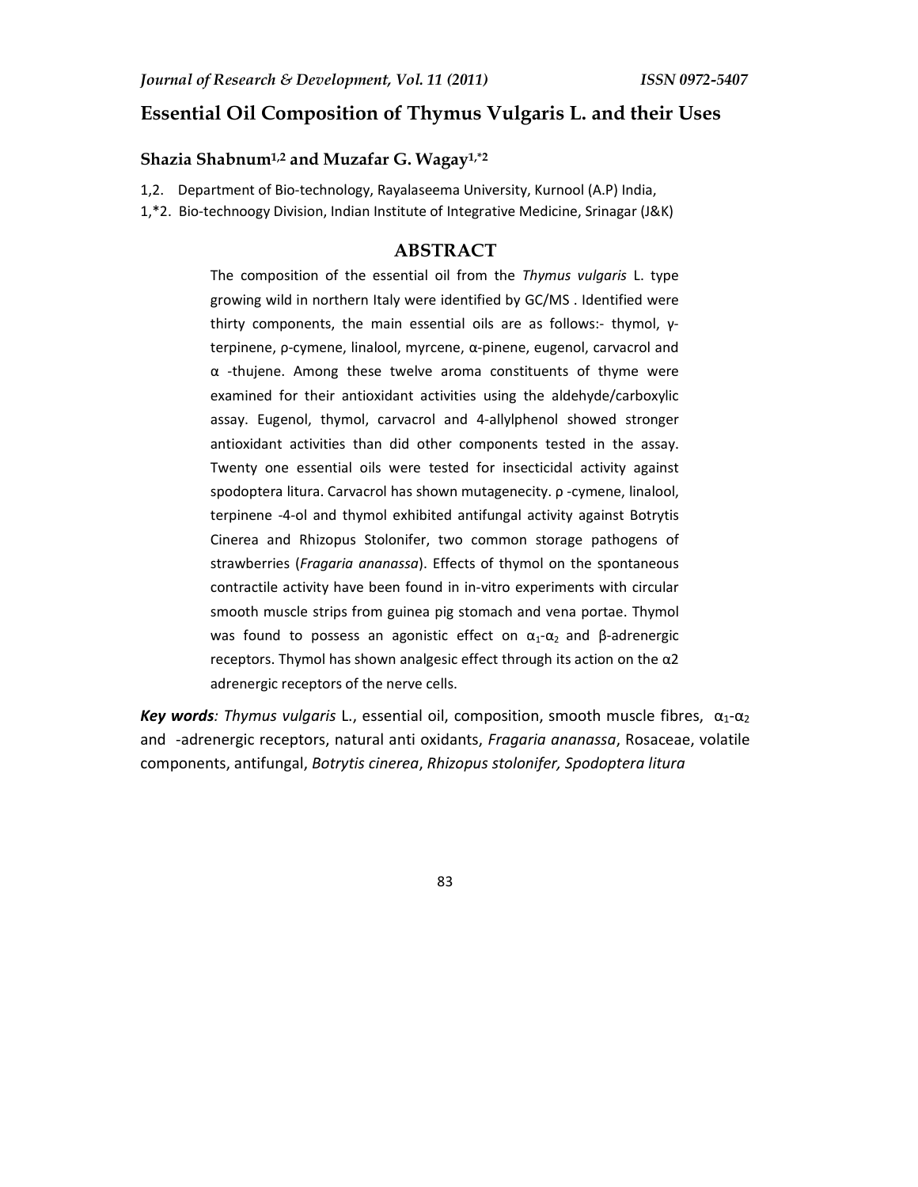# Essential Oil Composition of Thymus Vulgaris L. and their Uses

**Shazia Shabnum[1,2] and Muzafar G. Wagay[1,*2]**

1,2. Department of Bio-technology, Rayalaseema University, Kurnool (A.P) India,

1,*2. Bio-technoogy Division, Indian Institute of Integrative Medicine, Srinagar (J&K)

## ABSTRACT

The composition of the essential oil from the *Thymus vulgaris* L. type growing wild in northern Italy were identified by GC/MS . Identified were thirty components, the main essential oils are as follows:- thymol, γ-terpinene, ρ-cymene, linalool, myrcene, α-pinene, eugenol, carvacrol and α -thujene. Among these twelve aroma constituents of thyme were examined for their antioxidant activities using the aldehyde/carboxylic assay. Eugenol, thymol, carvacrol and 4-allylphenol showed stronger antioxidant activities than did other components tested in the assay. Twenty one essential oils were tested for insecticidal activity against spodoptera litura. Carvacrol has shown mutagenecity. ρ -cymene, linalool, terpinene -4-ol and thymol exhibited antifungal activity against Botrytis Cinerea and Rhizopus Stolonifer, two common storage pathogens of strawberries (*Fragaria ananassa*). Effects of thymol on the spontaneous contractile activity have been found in in-vitro experiments with circular smooth muscle strips from guinea pig stomach and vena portae. Thymol was found to possess an agonistic effect on $\alpha_1$-$\alpha_2$ and β-adrenergic receptors. Thymol has shown analgesic effect through its action on the α2 adrenergic receptors of the nerve cells.

***Key words****:* *Thymus vulgaris* L., essential oil, composition, smooth muscle fibres, $\alpha_1$-$\alpha_2$ and -adrenergic receptors, natural anti oxidants, *Fragaria ananassa*, Rosaceae, volatile components, antifungal, *Botrytis cinerea*, *Rhizopus stolonifer, Spodoptera litura*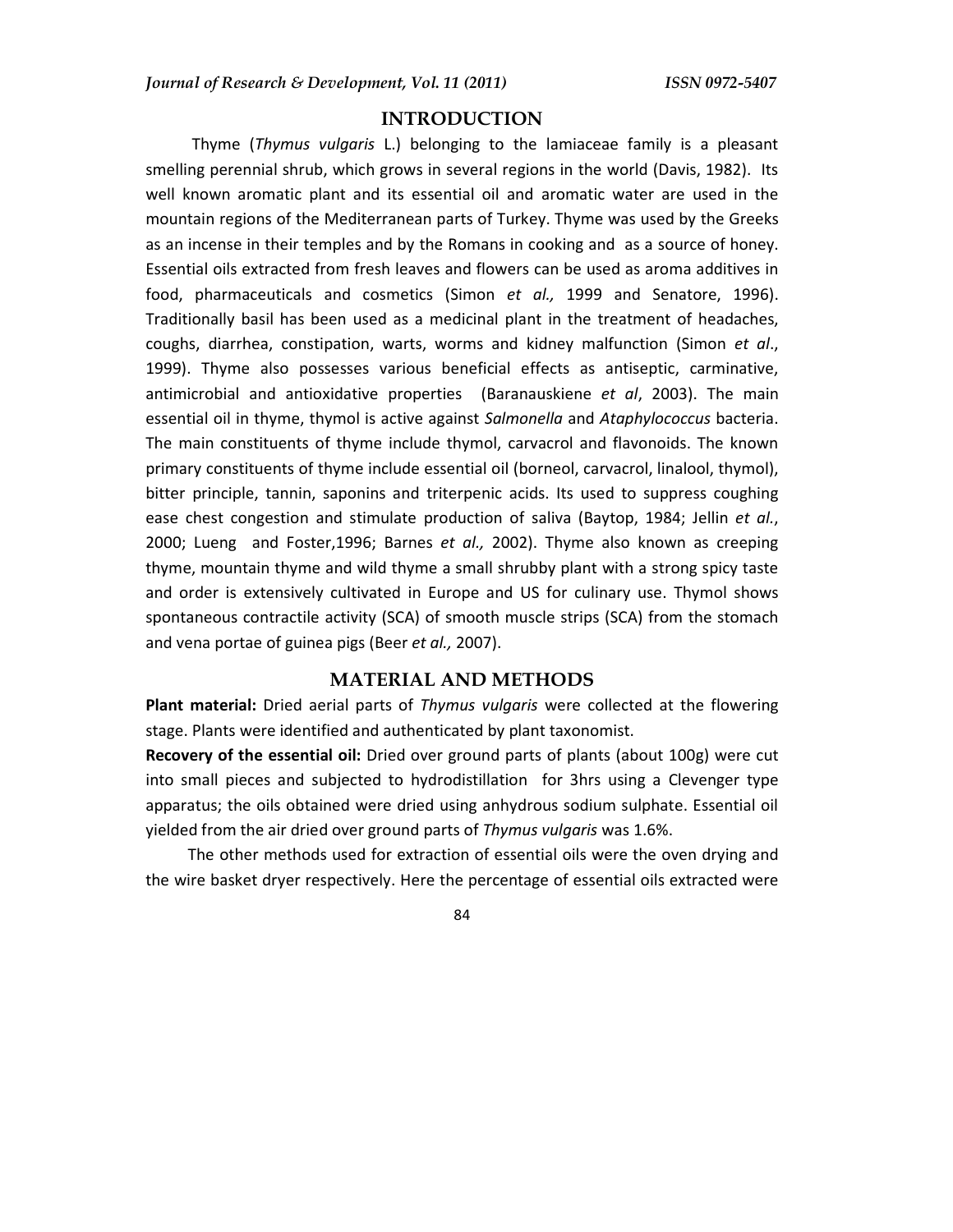## INTRODUCTION

Thyme (*Thymus vulgaris* L.) belonging to the lamiaceae family is a pleasant smelling perennial shrub, which grows in several regions in the world (Davis, 1982). Its well known aromatic plant and its essential oil and aromatic water are used in the mountain regions of the Mediterranean parts of Turkey. Thyme was used by the Greeks as an incense in their temples and by the Romans in cooking and as a source of honey. Essential oils extracted from fresh leaves and flowers can be used as aroma additives in food, pharmaceuticals and cosmetics (Simon *et al.,* 1999 and Senatore, 1996). Traditionally basil has been used as a medicinal plant in the treatment of headaches, coughs, diarrhea, constipation, warts, worms and kidney malfunction (Simon *et al*., 1999). Thyme also possesses various beneficial effects as antiseptic, carminative, antimicrobial and antioxidative properties (Baranauskiene *et al*, 2003). The main essential oil in thyme, thymol is active against *Salmonella* and *Ataphylococcus* bacteria. The main constituents of thyme include thymol, carvacrol and flavonoids. The known primary constituents of thyme include essential oil (borneol, carvacrol, linalool, thymol), bitter principle, tannin, saponins and triterpenic acids. Its used to suppress coughing ease chest congestion and stimulate production of saliva (Baytop, 1984; Jellin *et al.*, 2000; Lueng and Foster,1996; Barnes *et al.,* 2002). Thyme also known as creeping thyme, mountain thyme and wild thyme a small shrubby plant with a strong spicy taste and order is extensively cultivated in Europe and US for culinary use. Thymol shows spontaneous contractile activity (SCA) of smooth muscle strips (SCA) from the stomach and vena portae of guinea pigs (Beer *et al.,* 2007).

## MATERIAL AND METHODS

**Plant material:** Dried aerial parts of *Thymus vulgaris* were collected at the flowering stage. Plants were identified and authenticated by plant taxonomist.

**Recovery of the essential oil:** Dried over ground parts of plants (about 100g) were cut into small pieces and subjected to hydrodistillation for 3hrs using a Clevenger type apparatus; the oils obtained were dried using anhydrous sodium sulphate. Essential oil yielded from the air dried over ground parts of *Thymus vulgaris* was 1.6%.

The other methods used for extraction of essential oils were the oven drying and the wire basket dryer respectively. Here the percentage of essential oils extracted were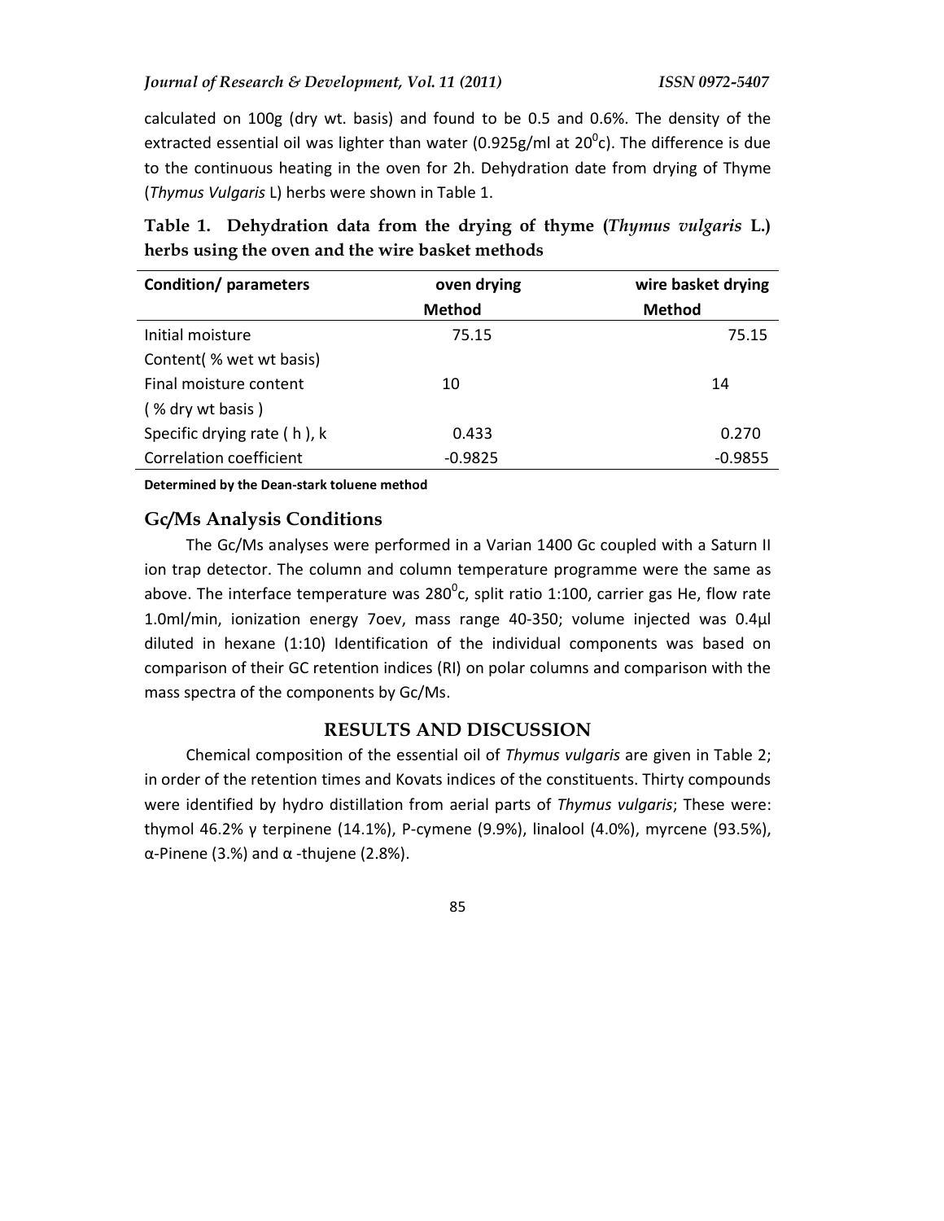calculated on 100g (dry wt. basis) and found to be 0.5 and 0.6%. The density of the extracted essential oil was lighter than water (0.925g/ml at $20^0$c). The difference is due to the continuous heating in the oven for 2h. Dehydration date from drying of Thyme (*Thymus Vulgaris* L) herbs were shown in Table 1.

**Table 1. Dehydration data from the drying of thyme (*Thymus vulgaris* L.) herbs using the oven and the wire basket methods**

| Condition/ parameters | oven drying Method | wire basket drying Method |
|---|---|---|
| Initial moisture Content( % wet wt basis) | 75.15 | 75.15 |
| Final moisture content ( % dry wt basis ) | 10 | 14 |
| Specific drying rate ( h ), k | 0.433 | 0.270 |
| Correlation coefficient | -0.9825 | -0.9855 |

**Determined by the Dean-stark toluene method**

## Gc/Ms Analysis Conditions

The Gc/Ms analyses were performed in a Varian 1400 Gc coupled with a Saturn II ion trap detector. The column and column temperature programme were the same as above. The interface temperature was $280^0$c, split ratio 1:100, carrier gas He, flow rate 1.0ml/min, ionization energy 7oev, mass range 40-350; volume injected was 0.4μl diluted in hexane (1:10) Identification of the individual components was based on comparison of their GC retention indices (RI) on polar columns and comparison with the mass spectra of the components by Gc/Ms.

## RESULTS AND DISCUSSION

Chemical composition of the essential oil of *Thymus vulgaris* are given in Table 2; in order of the retention times and Kovats indices of the constituents. Thirty compounds were identified by hydro distillation from aerial parts of *Thymus vulgaris*; These were: thymol 46.2% γ terpinene (14.1%), P-cymene (9.9%), linalool (4.0%), myrcene (93.5%), α-Pinene (3.%) and α -thujene (2.8%).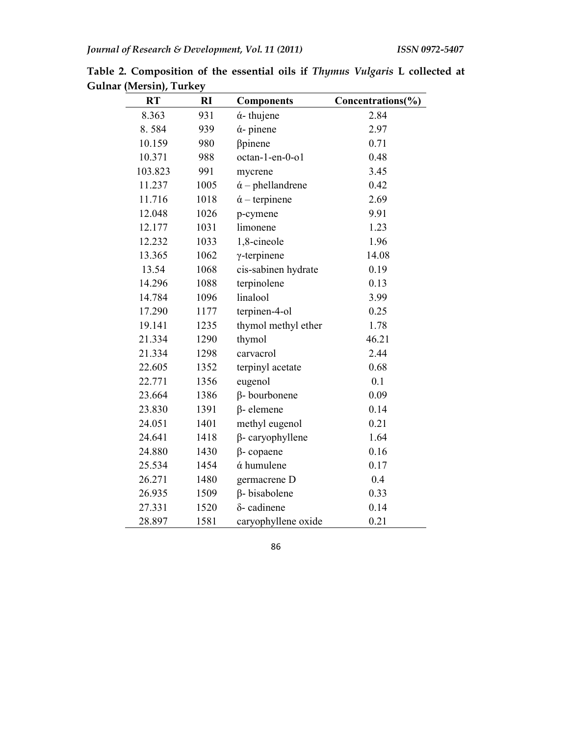**Table 2. Composition of the essential oils if *Thymus Vulgaris* L collected at Gulnar (Mersin), Turkey**

| RT | RI | Components | Concentrations(%) |
|---|---|---|---|
| 8.363 | 931 | ά- thujene | 2.84 |
| 8. 584 | 939 | ά- pinene | 2.97 |
| 10.159 | 980 | βpinene | 0.71 |
| 10.371 | 988 | octan-1-en-0-o1 | 0.48 |
| 103.823 | 991 | mycrene | 3.45 |
| 11.237 | 1005 | ά – phellandrene | 0.42 |
| 11.716 | 1018 | ά – terpinene | 2.69 |
| 12.048 | 1026 | p-cymene | 9.91 |
| 12.177 | 1031 | limonene | 1.23 |
| 12.232 | 1033 | 1,8-cineole | 1.96 |
| 13.365 | 1062 | γ-terpinene | 14.08 |
| 13.54 | 1068 | cis-sabinen hydrate | 0.19 |
| 14.296 | 1088 | terpinolene | 0.13 |
| 14.784 | 1096 | linalool | 3.99 |
| 17.290 | 1177 | terpinen-4-ol | 0.25 |
| 19.141 | 1235 | thymol methyl ether | 1.78 |
| 21.334 | 1290 | thymol | 46.21 |
| 21.334 | 1298 | carvacrol | 2.44 |
| 22.605 | 1352 | terpinyl acetate | 0.68 |
| 22.771 | 1356 | eugenol | 0.1 |
| 23.664 | 1386 | β- bourbonene | 0.09 |
| 23.830 | 1391 | β- elemene | 0.14 |
| 24.051 | 1401 | methyl eugenol | 0.21 |
| 24.641 | 1418 | β- caryophyllene | 1.64 |
| 24.880 | 1430 | β- copaene | 0.16 |
| 25.534 | 1454 | ά humulene | 0.17 |
| 26.271 | 1480 | germacrene D | 0.4 |
| 26.935 | 1509 | β- bisabolene | 0.33 |
| 27.331 | 1520 | δ- cadinene | 0.14 |
| 28.897 | 1581 | caryophyllene oxide | 0.21 |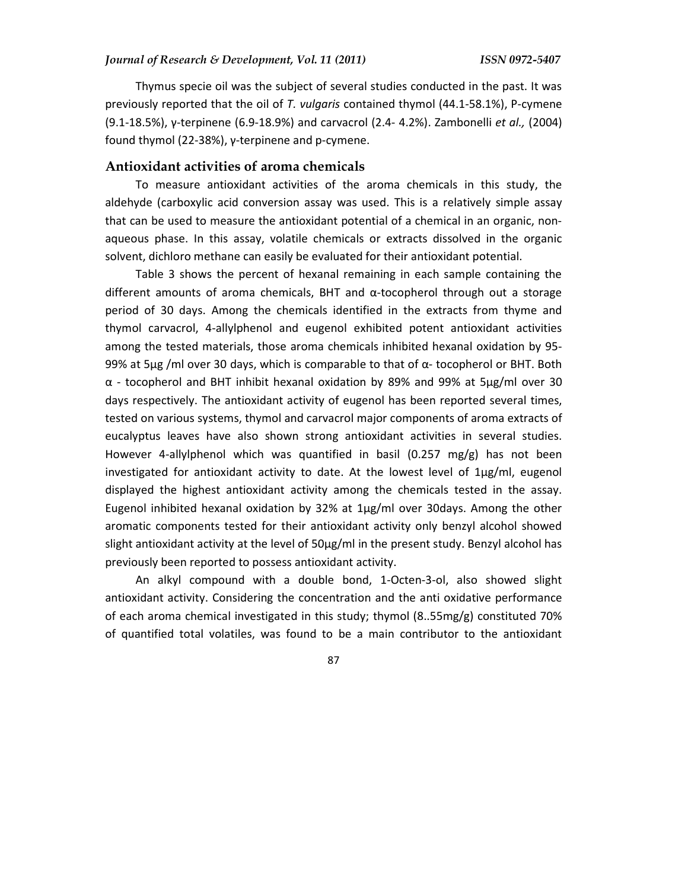Thymus specie oil was the subject of several studies conducted in the past. It was previously reported that the oil of *T. vulgaris* contained thymol (44.1-58.1%), P-cymene (9.1-18.5%), γ-terpinene (6.9-18.9%) and carvacrol (2.4- 4.2%). Zambonelli *et al.,* (2004) found thymol (22-38%), γ-terpinene and p-cymene.

## Antioxidant activities of aroma chemicals

To measure antioxidant activities of the aroma chemicals in this study, the aldehyde (carboxylic acid conversion assay was used. This is a relatively simple assay that can be used to measure the antioxidant potential of a chemical in an organic, non-aqueous phase. In this assay, volatile chemicals or extracts dissolved in the organic solvent, dichloro methane can easily be evaluated for their antioxidant potential.

Table 3 shows the percent of hexanal remaining in each sample containing the different amounts of aroma chemicals, BHT and α-tocopherol through out a storage period of 30 days. Among the chemicals identified in the extracts from thyme and thymol carvacrol, 4-allylphenol and eugenol exhibited potent antioxidant activities among the tested materials, those aroma chemicals inhibited hexanal oxidation by 95-99% at 5μg /ml over 30 days, which is comparable to that of α- tocopherol or BHT. Both α - tocopherol and BHT inhibit hexanal oxidation by 89% and 99% at 5μg/ml over 30 days respectively. The antioxidant activity of eugenol has been reported several times, tested on various systems, thymol and carvacrol major components of aroma extracts of eucalyptus leaves have also shown strong antioxidant activities in several studies. However 4-allylphenol which was quantified in basil (0.257 mg/g) has not been investigated for antioxidant activity to date. At the lowest level of 1μg/ml, eugenol displayed the highest antioxidant activity among the chemicals tested in the assay. Eugenol inhibited hexanal oxidation by 32% at 1μg/ml over 30days. Among the other aromatic components tested for their antioxidant activity only benzyl alcohol showed slight antioxidant activity at the level of 50μg/ml in the present study. Benzyl alcohol has previously been reported to possess antioxidant activity.

An alkyl compound with a double bond, 1-Octen-3-ol, also showed slight antioxidant activity. Considering the concentration and the anti oxidative performance of each aroma chemical investigated in this study; thymol (8..55mg/g) constituted 70% of quantified total volatiles, was found to be a main contributor to the antioxidant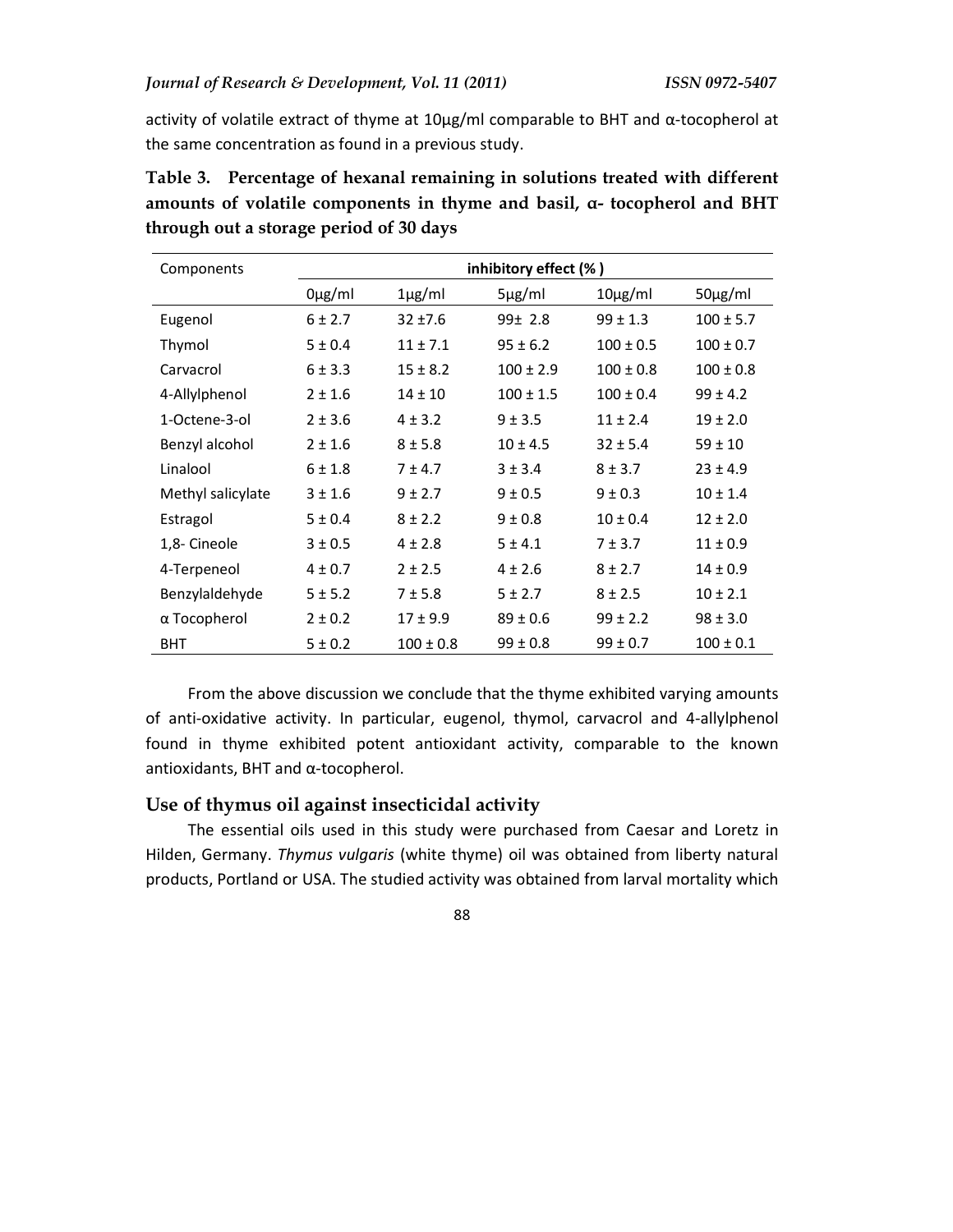activity of volatile extract of thyme at 10μg/ml comparable to BHT and α-tocopherol at the same concentration as found in a previous study.

**Table 3. Percentage of hexanal remaining in solutions treated with different amounts of volatile components in thyme and basil, α- tocopherol and BHT through out a storage period of 30 days**

| Components | inhibitory effect (% ) | | | | |
|---|---|---|---|---|---|
| | 0μg/ml | 1μg/ml | 5μg/ml | 10μg/ml | 50μg/ml |
| Eugenol | 6 ± 2.7 | 32 ±7.6 | 99± 2.8 | 99 ± 1.3 | 100 ± 5.7 |
| Thymol | 5 ± 0.4 | 11 ± 7.1 | 95 ± 6.2 | 100 ± 0.5 | 100 ± 0.7 |
| Carvacrol | 6 ± 3.3 | 15 ± 8.2 | 100 ± 2.9 | 100 ± 0.8 | 100 ± 0.8 |
| 4-Allylphenol | 2 ± 1.6 | 14 ± 10 | 100 ± 1.5 | 100 ± 0.4 | 99 ± 4.2 |
| 1-Octene-3-ol | 2 ± 3.6 | 4 ± 3.2 | 9 ± 3.5 | 11 ± 2.4 | 19 ± 2.0 |
| Benzyl alcohol | 2 ± 1.6 | 8 ± 5.8 | 10 ± 4.5 | 32 ± 5.4 | 59 ± 10 |
| Linalool | 6 ± 1.8 | 7 ± 4.7 | 3 ± 3.4 | 8 ± 3.7 | 23 ± 4.9 |
| Methyl salicylate | 3 ± 1.6 | 9 ± 2.7 | 9 ± 0.5 | 9 ± 0.3 | 10 ± 1.4 |
| Estragol | 5 ± 0.4 | 8 ± 2.2 | 9 ± 0.8 | 10 ± 0.4 | 12 ± 2.0 |
| 1,8- Cineole | 3 ± 0.5 | 4 ± 2.8 | 5 ± 4.1 | 7 ± 3.7 | 11 ± 0.9 |
| 4-Terpeneol | 4 ± 0.7 | 2 ± 2.5 | 4 ± 2.6 | 8 ± 2.7 | 14 ± 0.9 |
| Benzylaldehyde | 5 ± 5.2 | 7 ± 5.8 | 5 ± 2.7 | 8 ± 2.5 | 10 ± 2.1 |
| α Tocopherol | 2 ± 0.2 | 17 ± 9.9 | 89 ± 0.6 | 99 ± 2.2 | 98 ± 3.0 |
| BHT | 5 ± 0.2 | 100 ± 0.8 | 99 ± 0.8 | 99 ± 0.7 | 100 ± 0.1 |

From the above discussion we conclude that the thyme exhibited varying amounts of anti-oxidative activity. In particular, eugenol, thymol, carvacrol and 4-allylphenol found in thyme exhibited potent antioxidant activity, comparable to the known antioxidants, BHT and α-tocopherol.

## Use of thymus oil against insecticidal activity

The essential oils used in this study were purchased from Caesar and Loretz in Hilden, Germany. *Thymus vulgaris* (white thyme) oil was obtained from liberty natural products, Portland or USA. The studied activity was obtained from larval mortality which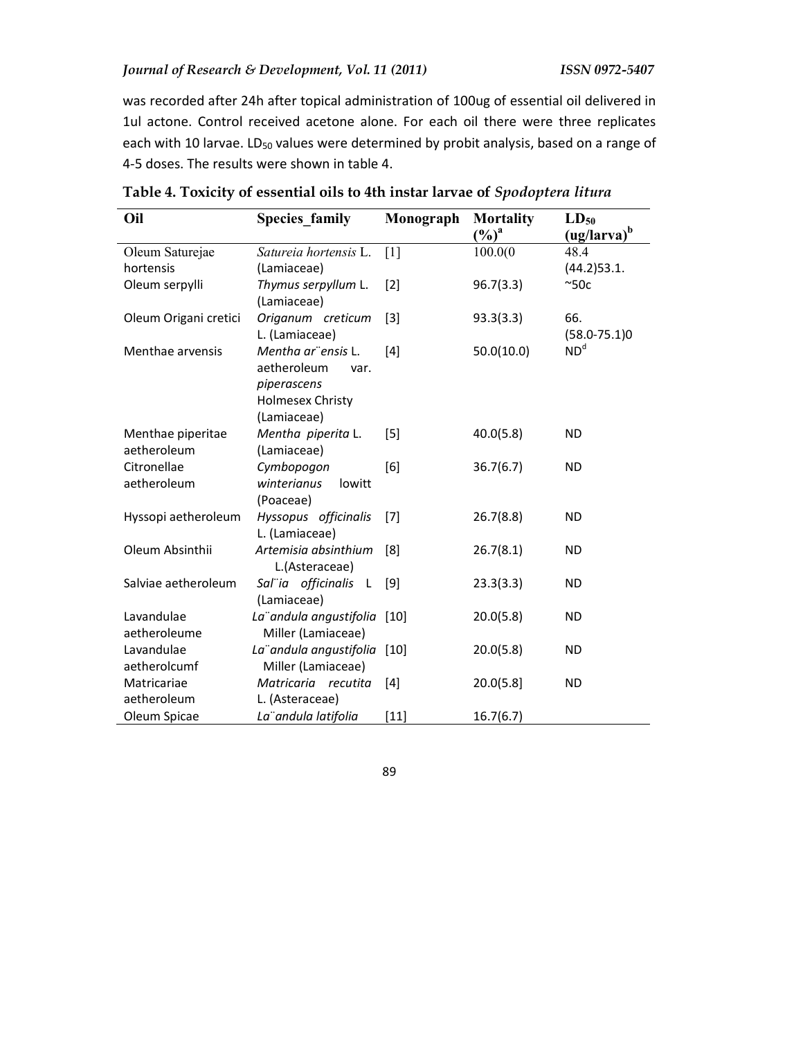was recorded after 24h after topical administration of 100ug of essential oil delivered in 1ul actone. Control received acetone alone. For each oil there were three replicates each with 10 larvae. $LD_{50}$ values were determined by probit analysis, based on a range of 4-5 doses. The results were shown in table 4.

**Table 4. Toxicity of essential oils to 4th instar larvae of *Spodoptera litura***

| Oil | Species_family | Monograph | Mortality (%)[a] | $LD_{50}$ (ug/larva)[b] |
|---|---|---|---|---|
| Oleum Saturejae hortensis | *Satureia hortensis* L. (Lamiaceae) | [1] | 100.0(0 | 48.4 (44.2)53.1. |
| Oleum serpylli | *Thymus serpyllum* L. (Lamiaceae) | [2] | 96.7(3.3) | ~50c |
| Oleum Origani cretici | *Origanum creticum* L. (Lamiaceae) | [3] | 93.3(3.3) | 66. (58.0-75.1)0 |
| Menthae arvensis | *Mentha ar¨ensis* L. aetheroleum var. *piperascens* Holmesex Christy (Lamiaceae) | [4] | 50.0(10.0) | ND[d] |
| Menthae piperitae aetheroleum | *Mentha piperita* L. (Lamiaceae) | [5] | 40.0(5.8) | ND |
| Citronellae aetheroleum | *Cymbopogon winterianus* lowitt (Poaceae) | [6] | 36.7(6.7) | ND |
| Hyssopi aetheroleum | *Hyssopus officinalis* L. (Lamiaceae) | [7] | 26.7(8.8) | ND |
| Oleum Absinthii | *Artemisia absinthium* L.(Asteraceae) | [8] | 26.7(8.1) | ND |
| Salviae aetheroleum | *Sal¨ia officinalis* L (Lamiaceae) | [9] | 23.3(3.3) | ND |
| Lavandulae aetheroleume | *La¨andula angustifolia* Miller (Lamiaceae) | [10] | 20.0(5.8) | ND |
| Lavandulae aetherolcumf | *La¨andula angustifolia* Miller (Lamiaceae) | [10] | 20.0(5.8) | ND |
| Matricariae aetheroleum | *Matricaria recutita* L. (Asteraceae) | [4] | 20.0(5.8] | ND |
| Oleum Spicae | *La¨andula latifolia* | [11] | 16.7(6.7) | |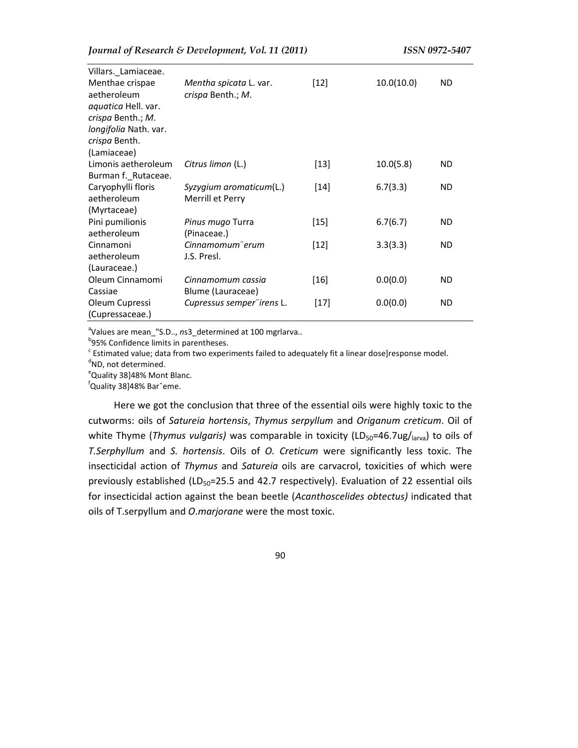| | | | | |
|---|---|---|---|---|
| Villars._Lamiaceae. | | | | |
| Menthae crispae aetheroleum *aquatica* Hell. var. *crispa* Benth.; *M. longifolia* Nath. var. *crispa* Benth. (Lamiaceae) | *Mentha spicata* L. var. *crispa* Benth.; *M.* | [12] | 10.0(10.0) | ND |
| Limonis aetheroleum Burman f._Rutaceae. | *Citrus limon* (L.) | [13] | 10.0(5.8) | ND |
| Caryophylli floris aetheroleum (Myrtaceae) | *Syzygium aromaticum*(L.) Merrill et Perry | [14] | 6.7(3.3) | ND |
| Pini pumilionis aetheroleum | *Pinus mugo* Turra (Pinaceae.) | [15] | 6.7(6.7) | ND |
| Cinnamoni aetheroleum (Lauraceae.) | *Cinnamomum¨erum* J.S. Presl. | [12] | 3.3(3.3) | ND |
| Oleum Cinnamomi Cassiae | *Cinnamomum cassia* Blume (Lauraceae) | [16] | 0.0(0.0) | ND |
| Oleum Cupressi (Cupressaceae.) | *Cupressus semper¨irens* L. | [17] | 0.0(0.0) | ND |

[a]Values are mean_"S.D.., *n*s3_determined at 100 mgrlarva..

[b]95% Confidence limits in parentheses.

[c] Estimated value; data from two experiments failed to adequately fit a linear dose]response model.

[d]ND, not determined.

[e]Quality 38]48% Mont Blanc.

[f]Quality 38]48% Barˆeme.

Here we got the conclusion that three of the essential oils were highly toxic to the cutworms: oils of *Satureia hortensis*, *Thymus serpyllum* and *Origanum creticum*. Oil of white Thyme (*Thymus vulgaris)* was comparable in toxicity ($LD_{50}$=46.7ug/$_{larva}$) to oils of *T.Serphyllum* and *S. hortensis*. Oils of *O. Creticum* were significantly less toxic. The insecticidal action of *Thymus* and *Satureia* oils are carvacrol, toxicities of which were previously established ($LD_{50}$=25.5 and 42.7 respectively). Evaluation of 22 essential oils for insecticidal action against the bean beetle (*Acanthoscelides obtectus)* indicated that oils of T.serpyllum and *O.marjorane* were the most toxic.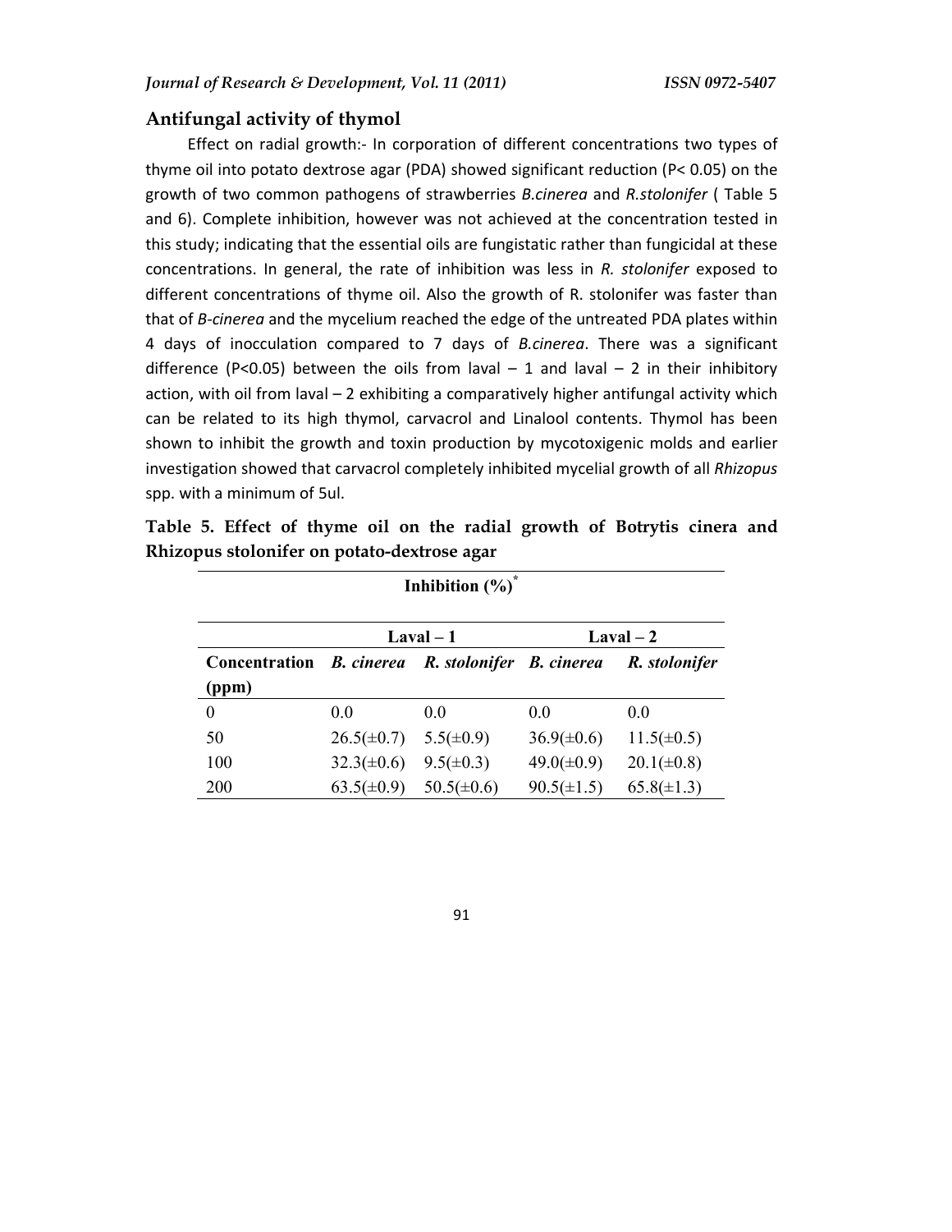## Antifungal activity of thymol

Effect on radial growth:- In corporation of different concentrations two types of thyme oil into potato dextrose agar (PDA) showed significant reduction ($P < 0.05$) on the growth of two common pathogens of strawberries *B.cinerea* and *R.stolonifer* ( Table 5 and 6). Complete inhibition, however was not achieved at the concentration tested in this study; indicating that the essential oils are fungistatic rather than fungicidal at these concentrations. In general, the rate of inhibition was less in *R. stolonifer* exposed to different concentrations of thyme oil. Also the growth of R. stolonifer was faster than that of *B-cinerea* and the mycelium reached the edge of the untreated PDA plates within 4 days of inocculation compared to 7 days of *B.cinerea*. There was a significant difference ($P<0.05$) between the oils from laval – 1 and laval – 2 in their inhibitory action, with oil from laval – 2 exhibiting a comparatively higher antifungal activity which can be related to its high thymol, carvacrol and Linalool contents. Thymol has been shown to inhibit the growth and toxin production by mycotoxigenic molds and earlier investigation showed that carvacrol completely inhibited mycelial growth of all *Rhizopus* spp. with a minimum of 5ul.

**Table 5. Effect of thyme oil on the radial growth of Botrytis cinera and Rhizopus stolonifer on potato-dextrose agar**

| | Inhibition (%)* | | | |
|---|---|---|---|---|
| | Laval – 1 | | Laval – 2 | |
| Concentration (ppm) | *B. cinerea* | *R. stolonifer* | *B. cinerea* | *R. stolonifer* |
| 0 | 0.0 | 0.0 | 0.0 | 0.0 |
| 50 | 26.5(±0.7) | 5.5(±0.9) | 36.9(±0.6) | 11.5(±0.5) |
| 100 | 32.3(±0.6) | 9.5(±0.3) | 49.0(±0.9) | 20.1(±0.8) |
| 200 | 63.5(±0.9) | 50.5(±0.6) | 90.5(±1.5) | 65.8(±1.3) |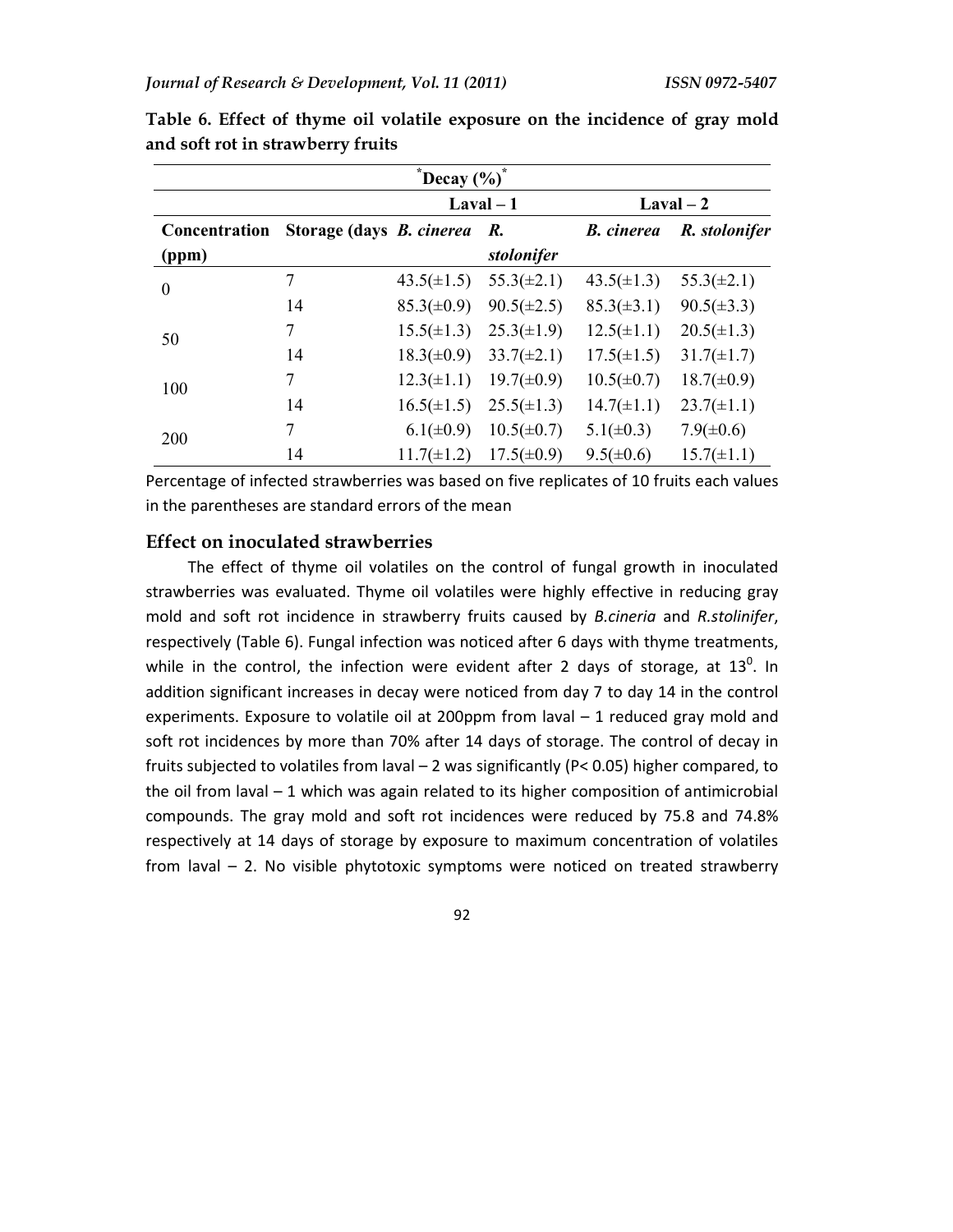**Table 6. Effect of thyme oil volatile exposure on the incidence of gray mold and soft rot in strawberry fruits**

| *Decay (%)* | | | | | |
|---|---|---|---|---|---|
| | | Laval – 1 | | Laval – 2 | |
| Concentration (ppm) | Storage (days | *B. cinerea* | *R. stolonifer* | *B. cinerea* | *R. stolonifer* |
| 0 | 7 | 43.5(±1.5) | 55.3(±2.1) | 43.5(±1.3) | 55.3(±2.1) |
| | 14 | 85.3(±0.9) | 90.5(±2.5) | 85.3(±3.1) | 90.5(±3.3) |
| 50 | 7 | 15.5(±1.3) | 25.3(±1.9) | 12.5(±1.1) | 20.5(±1.3) |
| | 14 | 18.3(±0.9) | 33.7(±2.1) | 17.5(±1.5) | 31.7(±1.7) |
| 100 | 7 | 12.3(±1.1) | 19.7(±0.9) | 10.5(±0.7) | 18.7(±0.9) |
| | 14 | 16.5(±1.5) | 25.5(±1.3) | 14.7(±1.1) | 23.7(±1.1) |
| 200 | 7 | 6.1(±0.9) | 10.5(±0.7) | 5.1(±0.3) | 7.9(±0.6) |
| | 14 | 11.7(±1.2) | 17.5(±0.9) | 9.5(±0.6) | 15.7(±1.1) |

Percentage of infected strawberries was based on five replicates of 10 fruits each values in the parentheses are standard errors of the mean

### Effect on inoculated strawberries

The effect of thyme oil volatiles on the control of fungal growth in inoculated strawberries was evaluated. Thyme oil volatiles were highly effective in reducing gray mold and soft rot incidence in strawberry fruits caused by *B.cineria* and *R.stolinifer*, respectively (Table 6). Fungal infection was noticed after 6 days with thyme treatments, while in the control, the infection were evident after 2 days of storage, at $13^0$. In addition significant increases in decay were noticed from day 7 to day 14 in the control experiments. Exposure to volatile oil at 200ppm from laval – 1 reduced gray mold and soft rot incidences by more than 70% after 14 days of storage. The control of decay in fruits subjected to volatiles from laval – 2 was significantly ($P< 0.05$) higher compared, to the oil from laval – 1 which was again related to its higher composition of antimicrobial compounds. The gray mold and soft rot incidences were reduced by 75.8 and 74.8% respectively at 14 days of storage by exposure to maximum concentration of volatiles from laval – 2. No visible phytotoxic symptoms were noticed on treated strawberry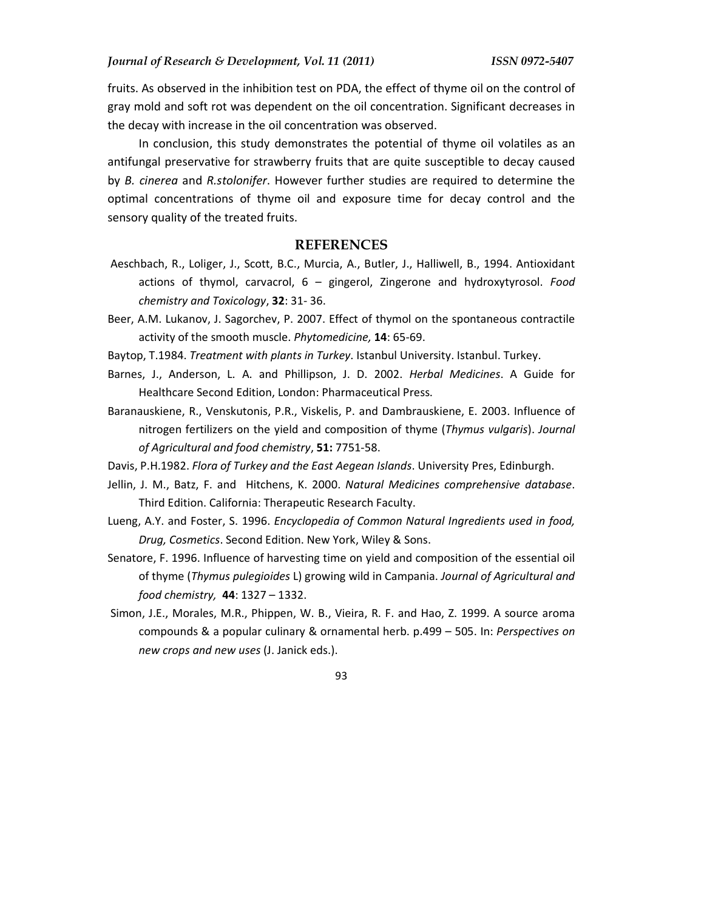fruits. As observed in the inhibition test on PDA, the effect of thyme oil on the control of gray mold and soft rot was dependent on the oil concentration. Significant decreases in the decay with increase in the oil concentration was observed.

In conclusion, this study demonstrates the potential of thyme oil volatiles as an antifungal preservative for strawberry fruits that are quite susceptible to decay caused by *B. cinerea* and *R.stolonifer*. However further studies are required to determine the optimal concentrations of thyme oil and exposure time for decay control and the sensory quality of the treated fruits.

## REFERENCES

Aeschbach, R., Loliger, J., Scott, B.C., Murcia, A., Butler, J., Halliwell, B., 1994. Antioxidant actions of thymol, carvacrol, 6 – gingerol, Zingerone and hydroxytyrosol. *Food chemistry and Toxicology*, **32**: 31- 36.

Beer, A.M. Lukanov, J. Sagorchev, P. 2007. Effect of thymol on the spontaneous contractile activity of the smooth muscle. *Phytomedicine,* **14**: 65-69.

Baytop, T.1984. *Treatment with plants in Turkey*. Istanbul University. Istanbul. Turkey.

Barnes, J., Anderson, L. A. and Phillipson, J. D. 2002. *Herbal Medicines*. A Guide for Healthcare Second Edition, London: Pharmaceutical Press.

Baranauskiene, R., Venskutonis, P.R., Viskelis, P. and Dambrauskiene, E. 2003. Influence of nitrogen fertilizers on the yield and composition of thyme (*Thymus vulgaris*). *Journal of Agricultural and food chemistry*, **51:** 7751-58.

Davis, P.H.1982. *Flora of Turkey and the East Aegean Islands*. University Pres, Edinburgh.

Jellin, J. M., Batz, F. and Hitchens, K. 2000. *Natural Medicines comprehensive database*. Third Edition. California: Therapeutic Research Faculty.

Lueng, A.Y. and Foster, S. 1996. *Encyclopedia of Common Natural Ingredients used in food, Drug, Cosmetics*. Second Edition. New York, Wiley & Sons.

Senatore, F. 1996. Influence of harvesting time on yield and composition of the essential oil of thyme (*Thymus pulegioides* L) growing wild in Campania. *Journal of Agricultural and food chemistry,* **44**: 1327 – 1332.

Simon, J.E., Morales, M.R., Phippen, W. B., Vieira, R. F. and Hao, Z. 1999. A source aroma compounds & a popular culinary & ornamental herb. p.499 – 505. In: *Perspectives on new crops and new uses* (J. Janick eds.).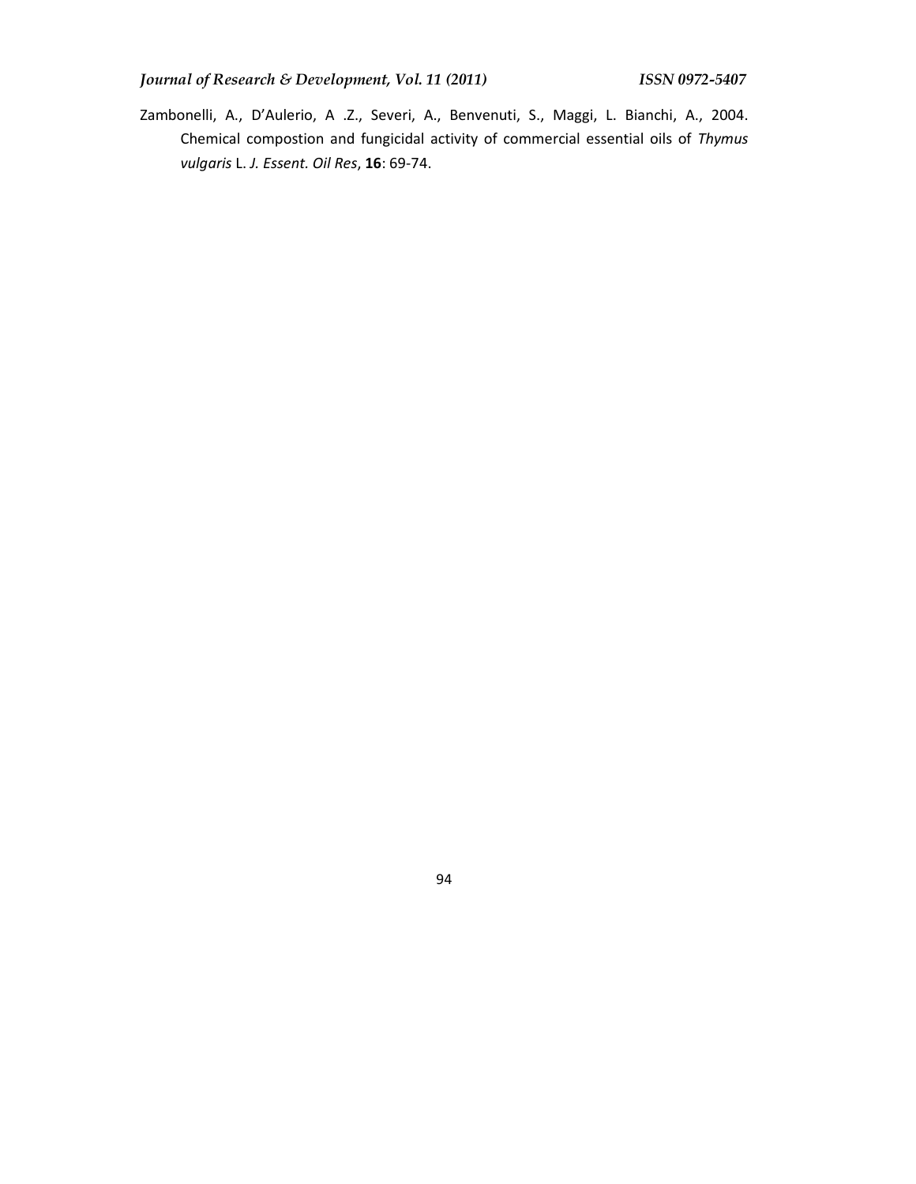Zambonelli, A., D'Aulerio, A .Z., Severi, A., Benvenuti, S., Maggi, L. Bianchi, A., 2004. Chemical compostion and fungicidal activity of commercial essential oils of *Thymus vulgaris* L. *J. Essent. Oil Res*, **16**: 69-74.